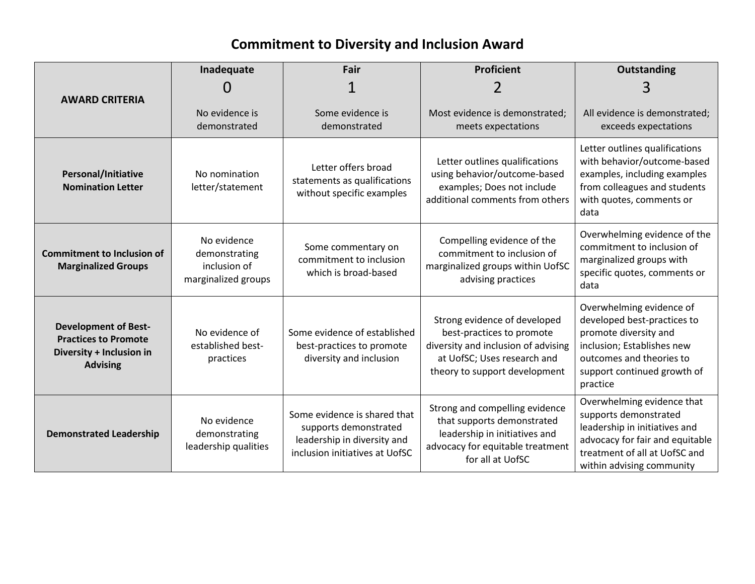# Commitment to Diversity and Inclusion Award

| AWARD CRITERIA | Inadequate<br>0<br>No evidence is demonstrated | Fair<br>1<br>Some evidence is demonstrated | Proficient<br>2<br>Most evidence is demonstrated; meets expectations | Outstanding<br>3<br>All evidence is demonstrated; exceeds expectations |
|---|---|---|---|---|
| **Personal/Initiative Nomination Letter** | No nomination letter/statement | Letter offers broad statements as qualifications without specific examples | Letter outlines qualifications using behavior/outcome-based examples; Does not include additional comments from others | Letter outlines qualifications with behavior/outcome-based examples, including examples from colleagues and students with quotes, comments or data |
| **Commitment to Inclusion of Marginalized Groups** | No evidence demonstrating inclusion of marginalized groups | Some commentary on commitment to inclusion which is broad-based | Compelling evidence of the commitment to inclusion of marginalized groups within UofSC advising practices | Overwhelming evidence of the commitment to inclusion of marginalized groups with specific quotes, comments or data |
| **Development of Best-Practices to Promote Diversity + Inclusion in Advising** | No evidence of established best-practices | Some evidence of established best-practices to promote diversity and inclusion | Strong evidence of developed best-practices to promote diversity and inclusion of advising at UofSC; Uses research and theory to support development | Overwhelming evidence of developed best-practices to promote diversity and inclusion; Establishes new outcomes and theories to support continued growth of practice |
| **Demonstrated Leadership** | No evidence demonstrating leadership qualities | Some evidence is shared that supports demonstrated leadership in diversity and inclusion initiatives at UofSC | Strong and compelling evidence that supports demonstrated leadership in initiatives and advocacy for equitable treatment for all at UofSC | Overwhelming evidence that supports demonstrated leadership in initiatives and advocacy for fair and equitable treatment of all at UofSC and within advising community |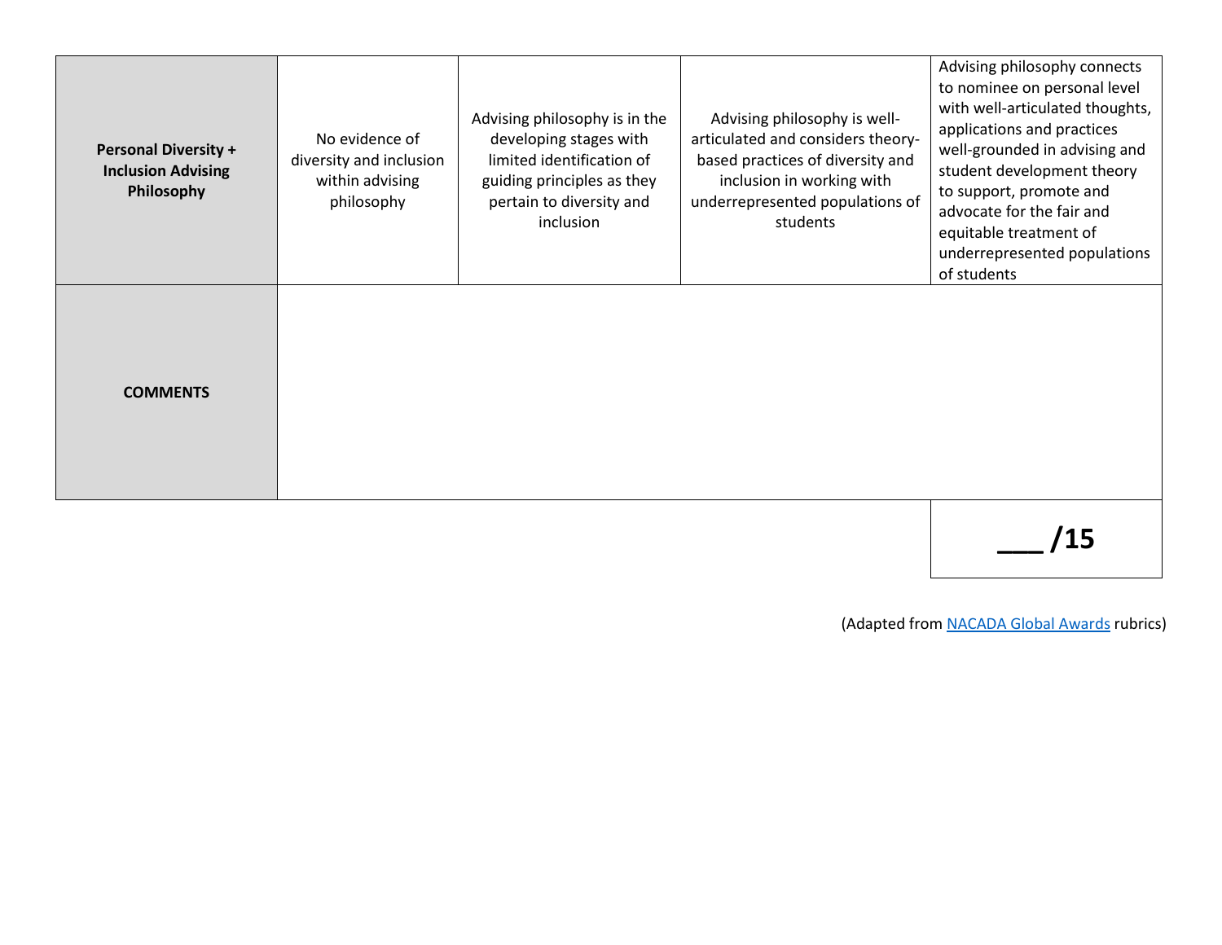| | | | | |
|---|---|---|---|---|
| **Personal Diversity + Inclusion Advising Philosophy** | No evidence of diversity and inclusion within advising philosophy | Advising philosophy is in the developing stages with limited identification of guiding principles as they pertain to diversity and inclusion | Advising philosophy is well-articulated and considers theory-based practices of diversity and inclusion in working with underrepresented populations of students | Advising philosophy connects to nominee on personal level with well-articulated thoughts, applications and practices well-grounded in advising and student development theory to support, promote and advocate for the fair and equitable treatment of underrepresented populations of students |
| **COMMENTS** | | | | |
| | | | | **___ /15** |

(Adapted from [NACADA Global Awards]() rubrics)